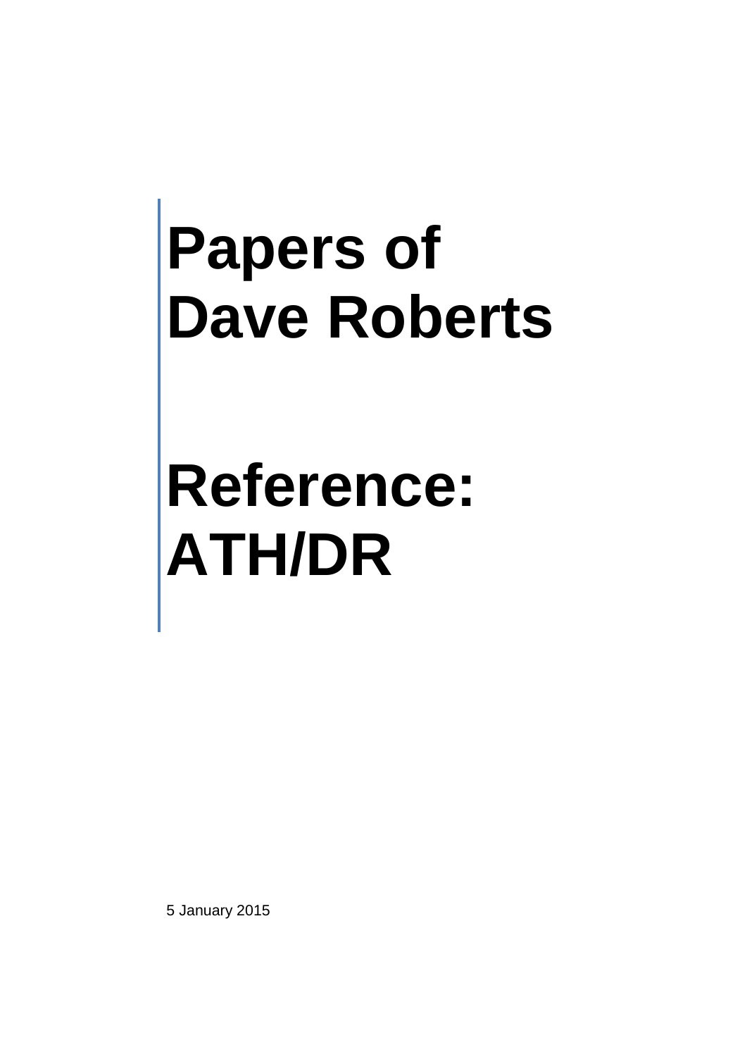# Papers of Dave Roberts

# Reference: ATH/DR

5 January 2015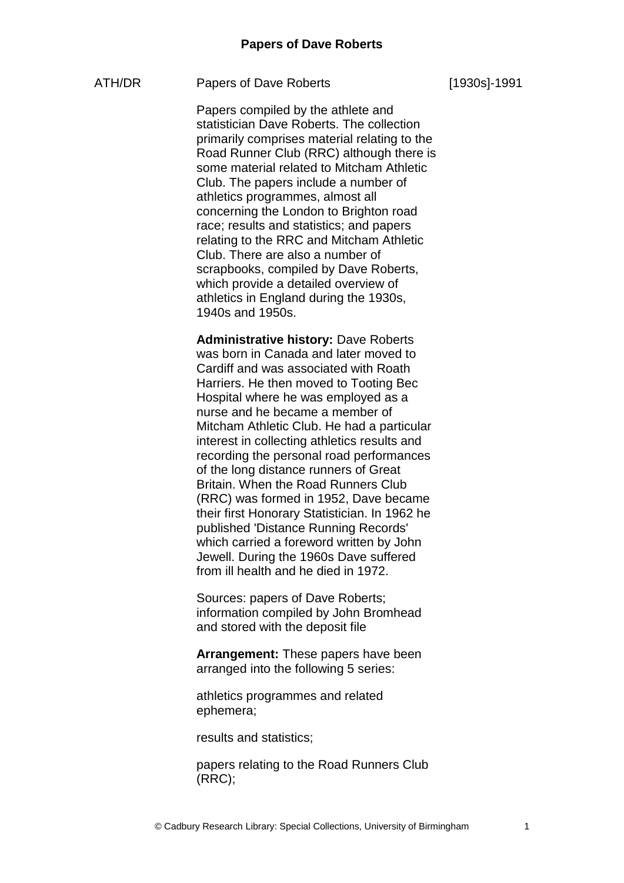# Papers of Dave Roberts

ATH/DR    Papers of Dave Roberts    [1930s]-1991

Papers compiled by the athlete and statistician Dave Roberts. The collection primarily comprises material relating to the Road Runner Club (RRC) although there is some material related to Mitcham Athletic Club. The papers include a number of athletics programmes, almost all concerning the London to Brighton road race; results and statistics; and papers relating to the RRC and Mitcham Athletic Club. There are also a number of scrapbooks, compiled by Dave Roberts, which provide a detailed overview of athletics in England during the 1930s, 1940s and 1950s.

**Administrative history:** Dave Roberts was born in Canada and later moved to Cardiff and was associated with Roath Harriers. He then moved to Tooting Bec Hospital where he was employed as a nurse and he became a member of Mitcham Athletic Club. He had a particular interest in collecting athletics results and recording the personal road performances of the long distance runners of Great Britain. When the Road Runners Club (RRC) was formed in 1952, Dave became their first Honorary Statistician. In 1962 he published 'Distance Running Records' which carried a foreword written by John Jewell. During the 1960s Dave suffered from ill health and he died in 1972.

Sources: papers of Dave Roberts; information compiled by John Bromhead and stored with the deposit file

**Arrangement:** These papers have been arranged into the following 5 series:

athletics programmes and related ephemera;

results and statistics;

papers relating to the Road Runners Club (RRC);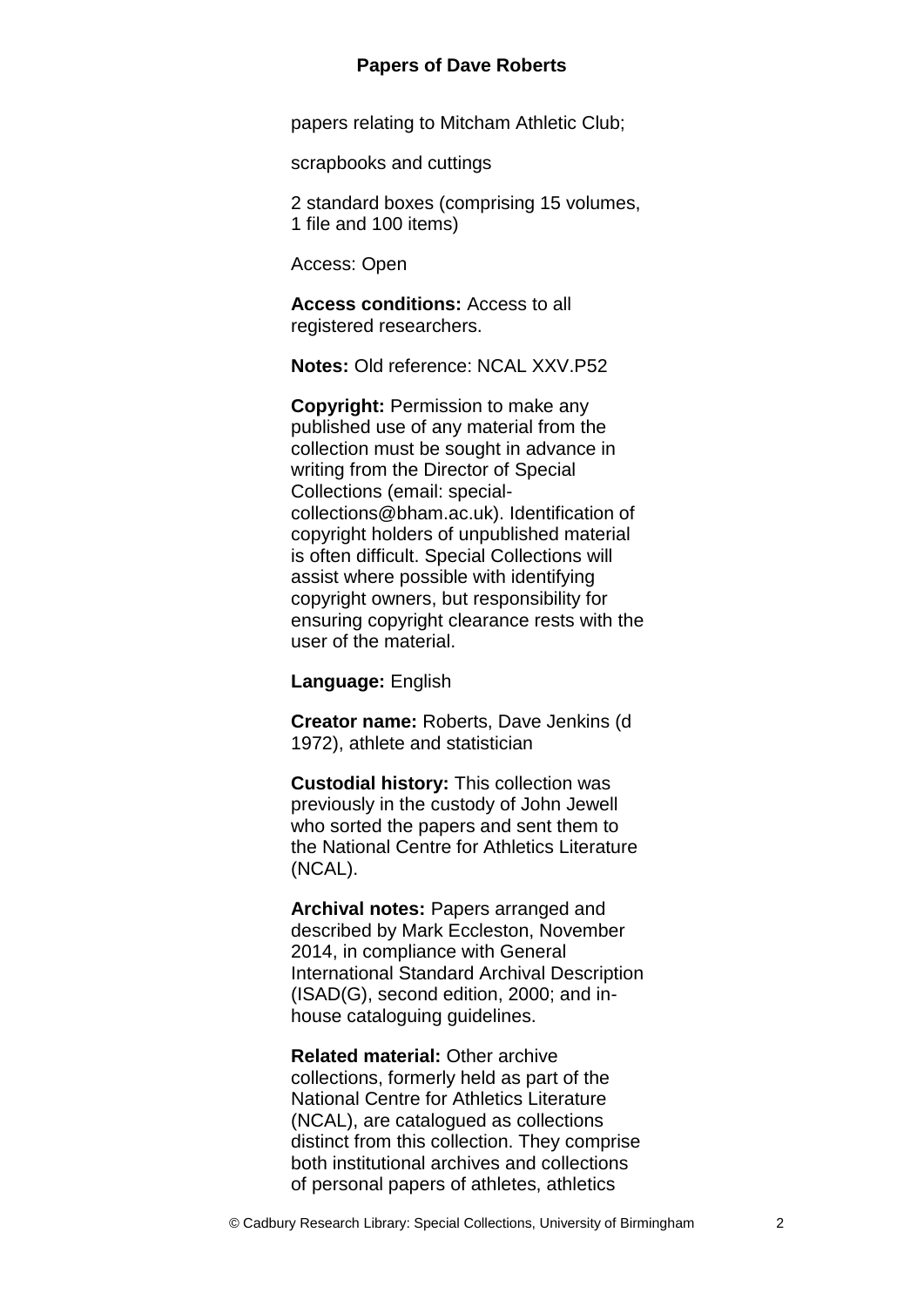papers relating to Mitcham Athletic Club;

scrapbooks and cuttings

2 standard boxes (comprising 15 volumes, 1 file and 100 items)

Access: Open

**Access conditions:** Access to all registered researchers.

**Notes:** Old reference: NCAL XXV.P52

**Copyright:** Permission to make any published use of any material from the collection must be sought in advance in writing from the Director of Special Collections (email: special-collections@bham.ac.uk). Identification of copyright holders of unpublished material is often difficult. Special Collections will assist where possible with identifying copyright owners, but responsibility for ensuring copyright clearance rests with the user of the material.

**Language:** English

**Creator name:** Roberts, Dave Jenkins (d 1972), athlete and statistician

**Custodial history:** This collection was previously in the custody of John Jewell who sorted the papers and sent them to the National Centre for Athletics Literature (NCAL).

**Archival notes:** Papers arranged and described by Mark Eccleston, November 2014, in compliance with General International Standard Archival Description (ISAD(G), second edition, 2000; and in-house cataloguing guidelines.

**Related material:** Other archive collections, formerly held as part of the National Centre for Athletics Literature (NCAL), are catalogued as collections distinct from this collection. They comprise both institutional archives and collections of personal papers of athletes, athletics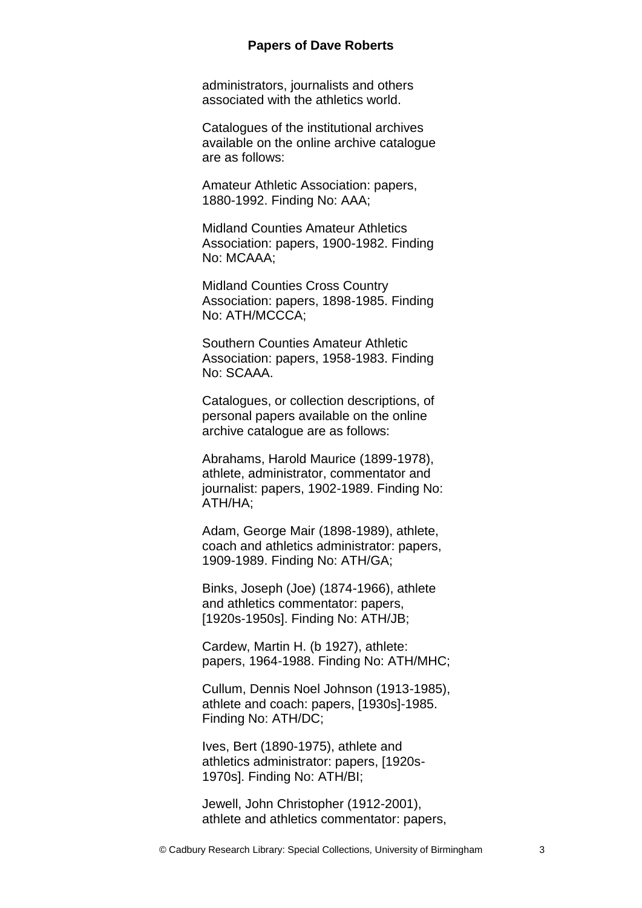administrators, journalists and others associated with the athletics world.

Catalogues of the institutional archives available on the online archive catalogue are as follows:

Amateur Athletic Association: papers, 1880-1992. Finding No: AAA;

Midland Counties Amateur Athletics Association: papers, 1900-1982. Finding No: MCAAA;

Midland Counties Cross Country Association: papers, 1898-1985. Finding No: ATH/MCCCA;

Southern Counties Amateur Athletic Association: papers, 1958-1983. Finding No: SCAAA.

Catalogues, or collection descriptions, of personal papers available on the online archive catalogue are as follows:

Abrahams, Harold Maurice (1899-1978), athlete, administrator, commentator and journalist: papers, 1902-1989. Finding No: ATH/HA;

Adam, George Mair (1898-1989), athlete, coach and athletics administrator: papers, 1909-1989. Finding No: ATH/GA;

Binks, Joseph (Joe) (1874-1966), athlete and athletics commentator: papers, [1920s-1950s]. Finding No: ATH/JB;

Cardew, Martin H. (b 1927), athlete: papers, 1964-1988. Finding No: ATH/MHC;

Cullum, Dennis Noel Johnson (1913-1985), athlete and coach: papers, [1930s]-1985. Finding No: ATH/DC;

Ives, Bert (1890-1975), athlete and athletics administrator: papers, [1920s-1970s]. Finding No: ATH/BI;

Jewell, John Christopher (1912-2001), athlete and athletics commentator: papers,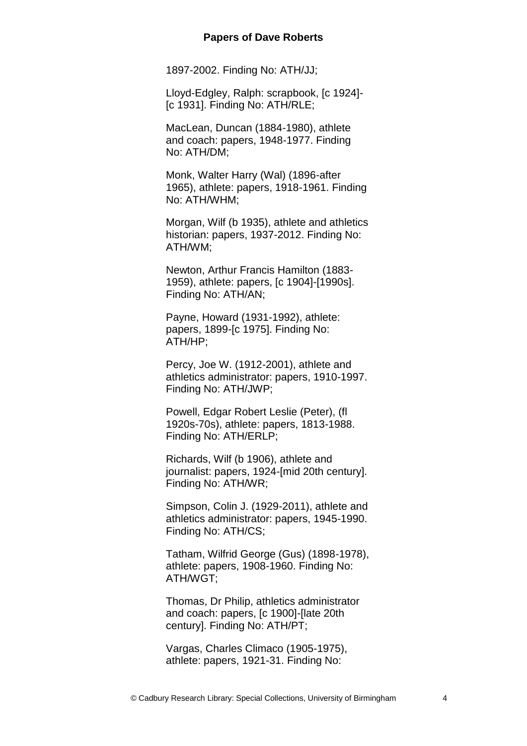1897-2002. Finding No: ATH/JJ;

Lloyd-Edgley, Ralph: scrapbook, [c 1924]-[c 1931]. Finding No: ATH/RLE;

MacLean, Duncan (1884-1980), athlete and coach: papers, 1948-1977. Finding No: ATH/DM;

Monk, Walter Harry (Wal) (1896-after 1965), athlete: papers, 1918-1961. Finding No: ATH/WHM;

Morgan, Wilf (b 1935), athlete and athletics historian: papers, 1937-2012. Finding No: ATH/WM;

Newton, Arthur Francis Hamilton (1883-1959), athlete: papers, [c 1904]-[1990s]. Finding No: ATH/AN;

Payne, Howard (1931-1992), athlete: papers, 1899-[c 1975]. Finding No: ATH/HP;

Percy, Joe W. (1912-2001), athlete and athletics administrator: papers, 1910-1997. Finding No: ATH/JWP;

Powell, Edgar Robert Leslie (Peter), (fl 1920s-70s), athlete: papers, 1813-1988. Finding No: ATH/ERLP;

Richards, Wilf (b 1906), athlete and journalist: papers, 1924-[mid 20th century]. Finding No: ATH/WR;

Simpson, Colin J. (1929-2011), athlete and athletics administrator: papers, 1945-1990. Finding No: ATH/CS;

Tatham, Wilfrid George (Gus) (1898-1978), athlete: papers, 1908-1960. Finding No: ATH/WGT;

Thomas, Dr Philip, athletics administrator and coach: papers, [c 1900]-[late 20th century]. Finding No: ATH/PT;

Vargas, Charles Climaco (1905-1975), athlete: papers, 1921-31. Finding No: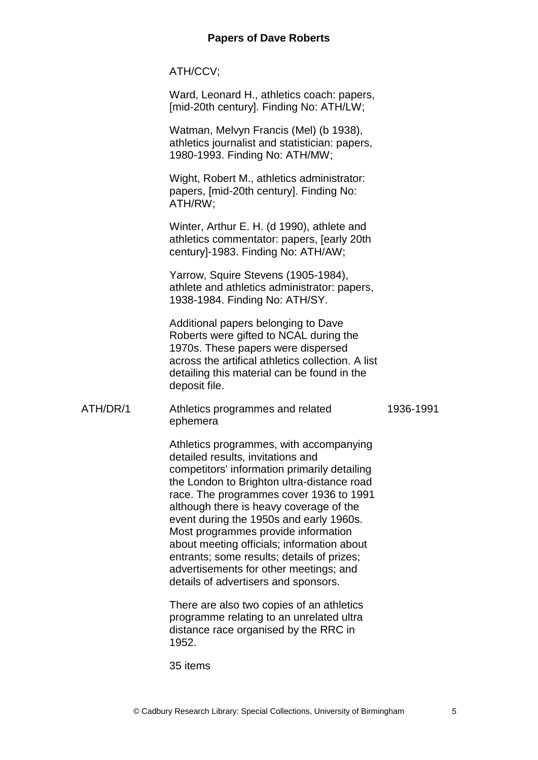ATH/CCV;

Ward, Leonard H., athletics coach: papers, [mid-20th century]. Finding No: ATH/LW;

Watman, Melvyn Francis (Mel) (b 1938), athletics journalist and statistician: papers, 1980-1993. Finding No: ATH/MW;

Wight, Robert M., athletics administrator: papers, [mid-20th century]. Finding No: ATH/RW;

Winter, Arthur E. H. (d 1990), athlete and athletics commentator: papers, [early 20th century]-1983. Finding No: ATH/AW;

Yarrow, Squire Stevens (1905-1984), athlete and athletics administrator: papers, 1938-1984. Finding No: ATH/SY.

Additional papers belonging to Dave Roberts were gifted to NCAL during the 1970s. These papers were dispersed across the artifical athletics collection. A list detailing this material can be found in the deposit file.

| | | |
|---|---|---|
| ATH/DR/1 | Athletics programmes and related ephemera | 1936-1991 |

Athletics programmes, with accompanying detailed results, invitations and competitors' information primarily detailing the London to Brighton ultra-distance road race. The programmes cover 1936 to 1991 although there is heavy coverage of the event during the 1950s and early 1960s. Most programmes provide information about meeting officials; information about entrants; some results; details of prizes; advertisements for other meetings; and details of advertisers and sponsors.

There are also two copies of an athletics programme relating to an unrelated ultra distance race organised by the RRC in 1952.

35 items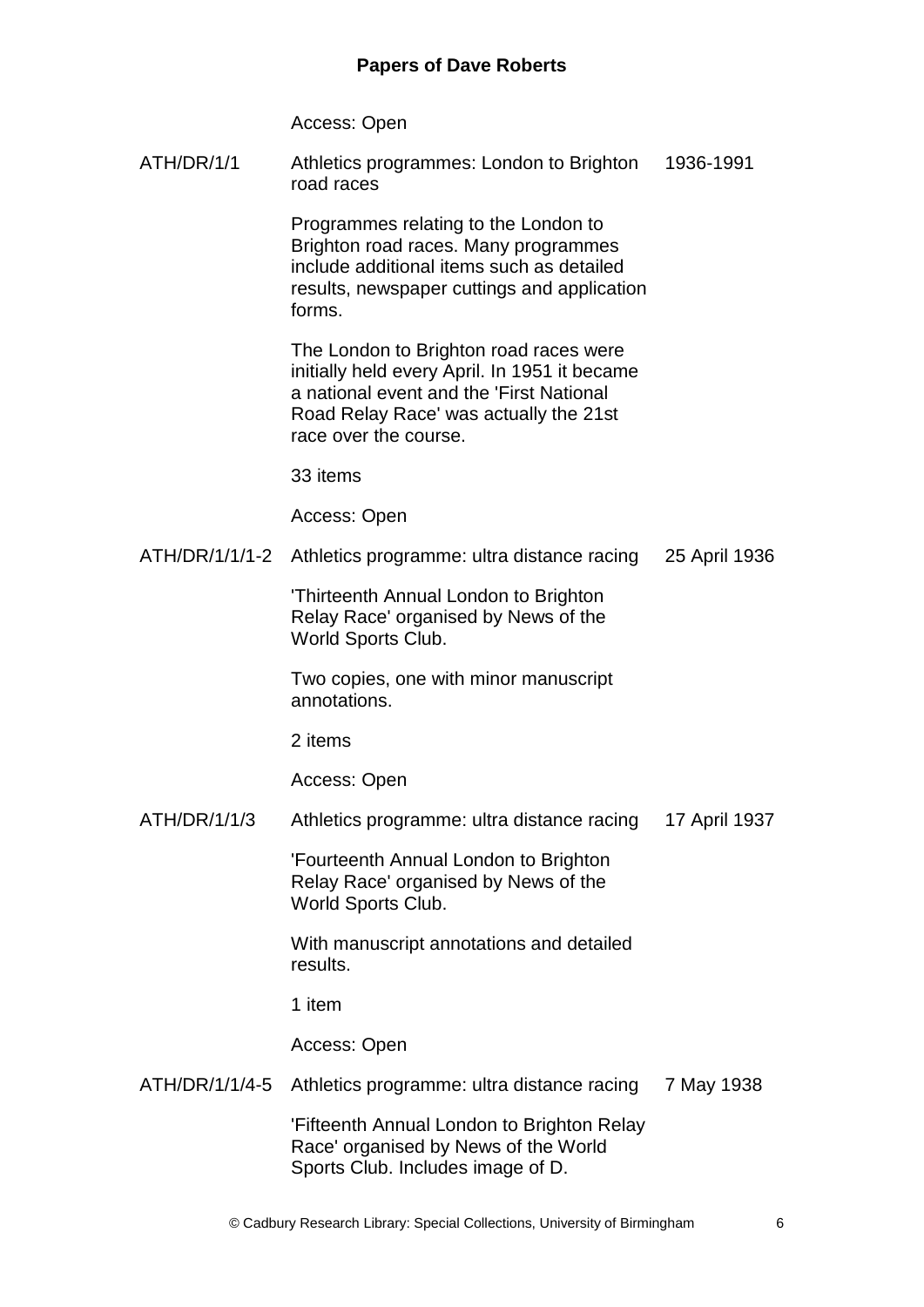Access: Open

| | | |
|---|---|---|
| ATH/DR/1/1 | Athletics programmes: London to Brighton road races | 1936-1991 |
| | Programmes relating to the London to Brighton road races. Many programmes include additional items such as detailed results, newspaper cuttings and application forms. | |
| | The London to Brighton road races were initially held every April. In 1951 it became a national event and the 'First National Road Relay Race' was actually the 21st race over the course. | |
| | 33 items | |
| | Access: Open | |
| ATH/DR/1/1/1-2 | Athletics programme: ultra distance racing | 25 April 1936 |
| | 'Thirteenth Annual London to Brighton Relay Race' organised by News of the World Sports Club. | |
| | Two copies, one with minor manuscript annotations. | |
| | 2 items | |
| | Access: Open | |
| ATH/DR/1/1/3 | Athletics programme: ultra distance racing | 17 April 1937 |
| | 'Fourteenth Annual London to Brighton Relay Race' organised by News of the World Sports Club. | |
| | With manuscript annotations and detailed results. | |
| | 1 item | |
| | Access: Open | |
| ATH/DR/1/1/4-5 | Athletics programme: ultra distance racing | 7 May 1938 |
| | 'Fifteenth Annual London to Brighton Relay Race' organised by News of the World Sports Club. Includes image of D. | |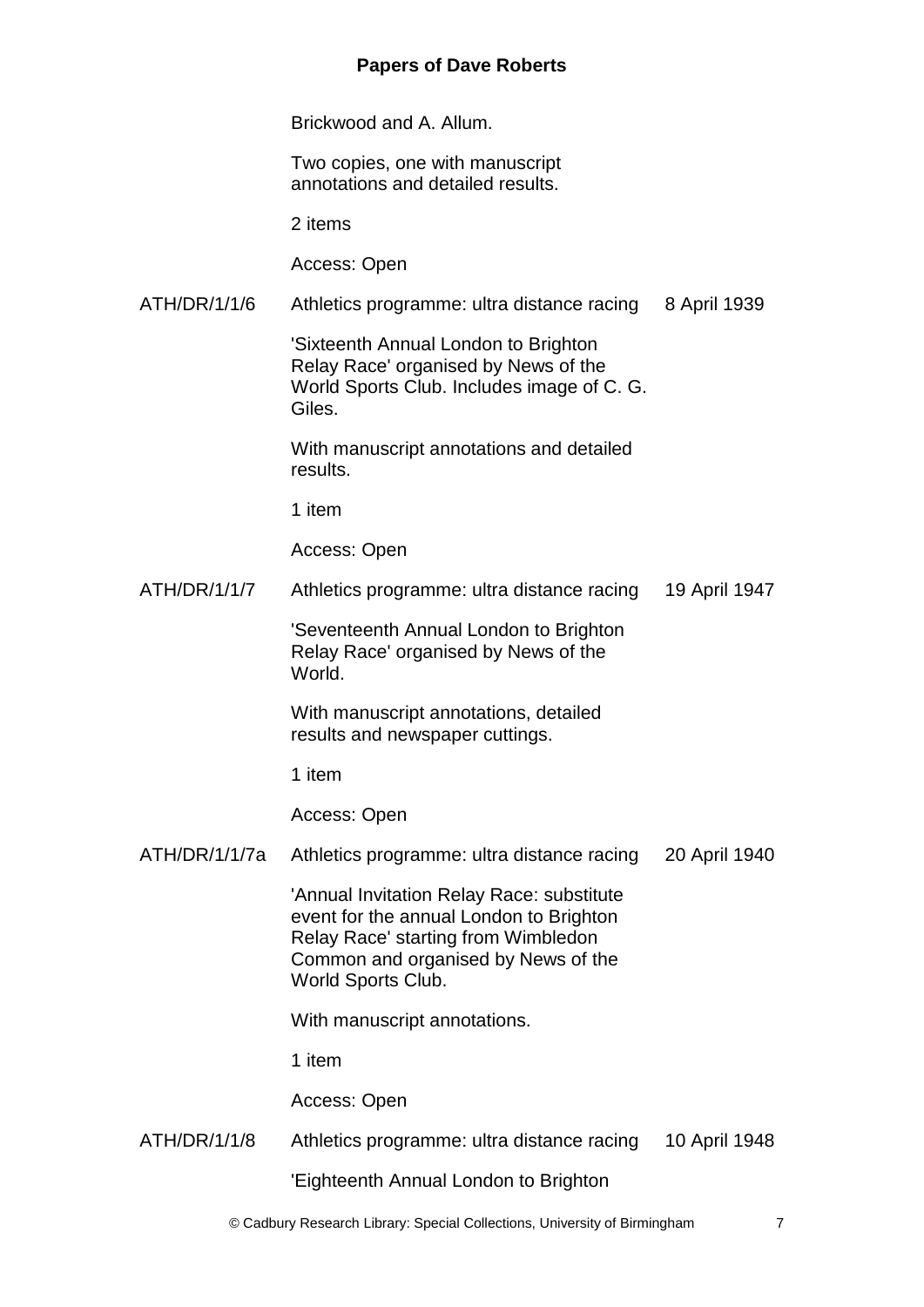Brickwood and A. Allum.

Two copies, one with manuscript annotations and detailed results.

2 items

Access: Open

| | | |
|---|---|---|
| ATH/DR/1/1/6 | Athletics programme: ultra distance racing | 8 April 1939 |

'Sixteenth Annual London to Brighton Relay Race' organised by News of the World Sports Club. Includes image of C. G. Giles.

With manuscript annotations and detailed results.

1 item

Access: Open

| | | |
|---|---|---|
| ATH/DR/1/1/7 | Athletics programme: ultra distance racing | 19 April 1947 |

'Seventeenth Annual London to Brighton Relay Race' organised by News of the World.

With manuscript annotations, detailed results and newspaper cuttings.

1 item

Access: Open

| | | |
|---|---|---|
| ATH/DR/1/1/7a | Athletics programme: ultra distance racing | 20 April 1940 |

'Annual Invitation Relay Race: substitute event for the annual London to Brighton Relay Race' starting from Wimbledon Common and organised by News of the World Sports Club.

With manuscript annotations.

1 item

Access: Open

| | | |
|---|---|---|
| ATH/DR/1/1/8 | Athletics programme: ultra distance racing | 10 April 1948 |

'Eighteenth Annual London to Brighton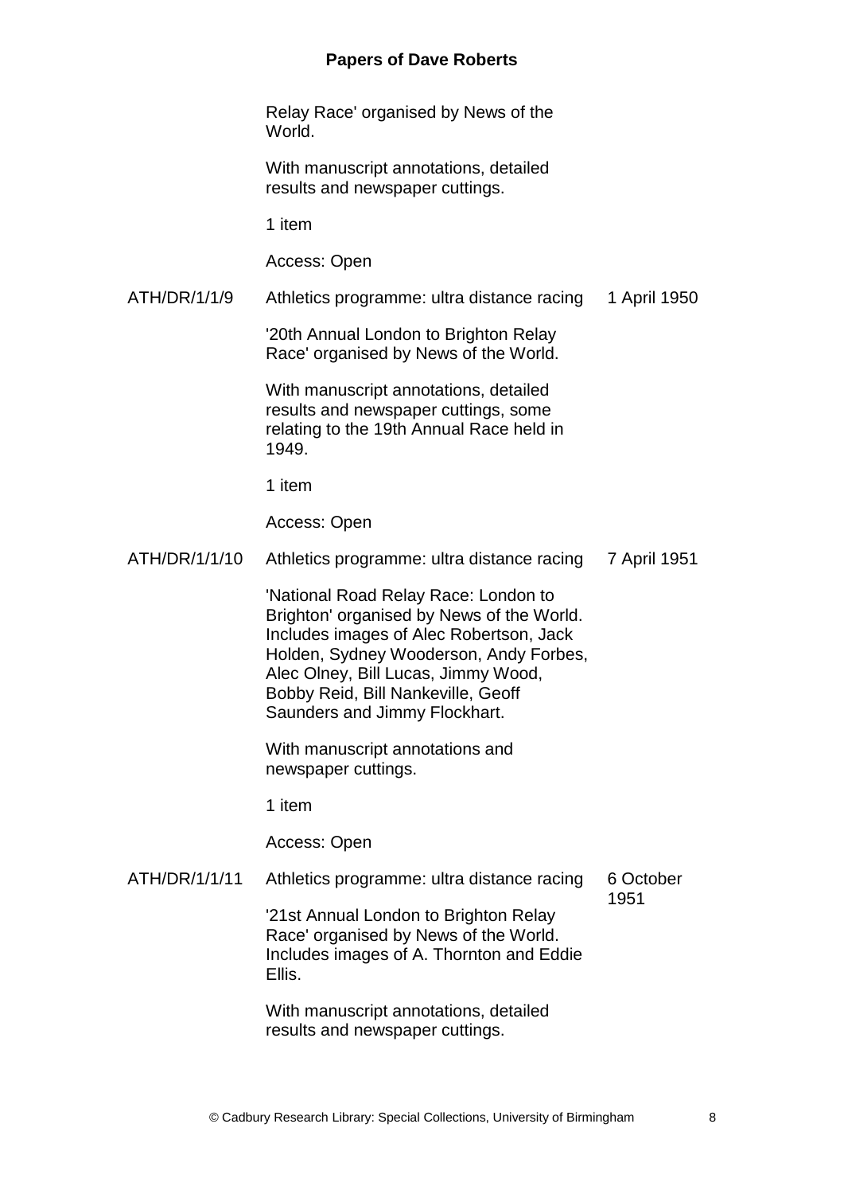| | | |
|---|---|---|
| | Relay Race' organised by News of the World.<br><br>With manuscript annotations, detailed results and newspaper cuttings.<br><br>1 item<br><br>Access: Open | |
| ATH/DR/1/1/9 | Athletics programme: ultra distance racing<br><br>'20th Annual London to Brighton Relay Race' organised by News of the World.<br><br>With manuscript annotations, detailed results and newspaper cuttings, some relating to the 19th Annual Race held in 1949.<br><br>1 item<br><br>Access: Open | 1 April 1950 |
| ATH/DR/1/1/10 | Athletics programme: ultra distance racing<br><br>'National Road Relay Race: London to Brighton' organised by News of the World. Includes images of Alec Robertson, Jack Holden, Sydney Wooderson, Andy Forbes, Alec Olney, Bill Lucas, Jimmy Wood, Bobby Reid, Bill Nankeville, Geoff Saunders and Jimmy Flockhart.<br><br>With manuscript annotations and newspaper cuttings.<br><br>1 item<br><br>Access: Open | 7 April 1951 |
| ATH/DR/1/1/11 | Athletics programme: ultra distance racing<br><br>'21st Annual London to Brighton Relay Race' organised by News of the World. Includes images of A. Thornton and Eddie Ellis.<br><br>With manuscript annotations, detailed results and newspaper cuttings. | 6 October 1951 |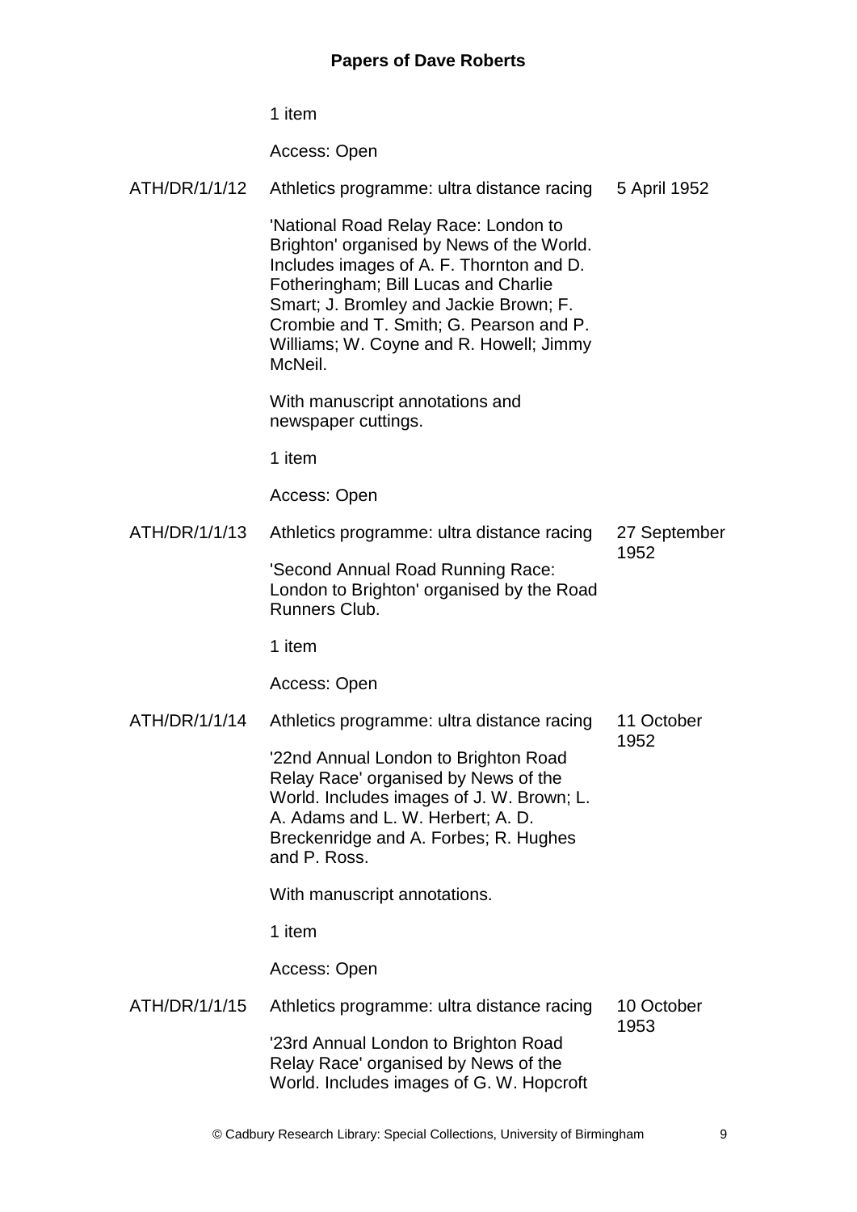1 item

Access: Open

| | | |
|---|---|---|
| ATH/DR/1/1/12 | Athletics programme: ultra distance racing<br><br>'National Road Relay Race: London to Brighton' organised by News of the World. Includes images of A. F. Thornton and D. Fotheringham; Bill Lucas and Charlie Smart; J. Bromley and Jackie Brown; F. Crombie and T. Smith; G. Pearson and P. Williams; W. Coyne and R. Howell; Jimmy McNeil.<br><br>With manuscript annotations and newspaper cuttings.<br><br>1 item<br><br>Access: Open | 5 April 1952 |
| ATH/DR/1/1/13 | Athletics programme: ultra distance racing<br><br>'Second Annual Road Running Race: London to Brighton' organised by the Road Runners Club.<br><br>1 item<br><br>Access: Open | 27 September 1952 |
| ATH/DR/1/1/14 | Athletics programme: ultra distance racing<br><br>'22nd Annual London to Brighton Road Relay Race' organised by News of the World. Includes images of J. W. Brown; L. A. Adams and L. W. Herbert; A. D. Breckenridge and A. Forbes; R. Hughes and P. Ross.<br><br>With manuscript annotations.<br><br>1 item<br><br>Access: Open | 11 October 1952 |
| ATH/DR/1/1/15 | Athletics programme: ultra distance racing<br><br>'23rd Annual London to Brighton Road Relay Race' organised by News of the World. Includes images of G. W. Hopcroft | 10 October 1953 |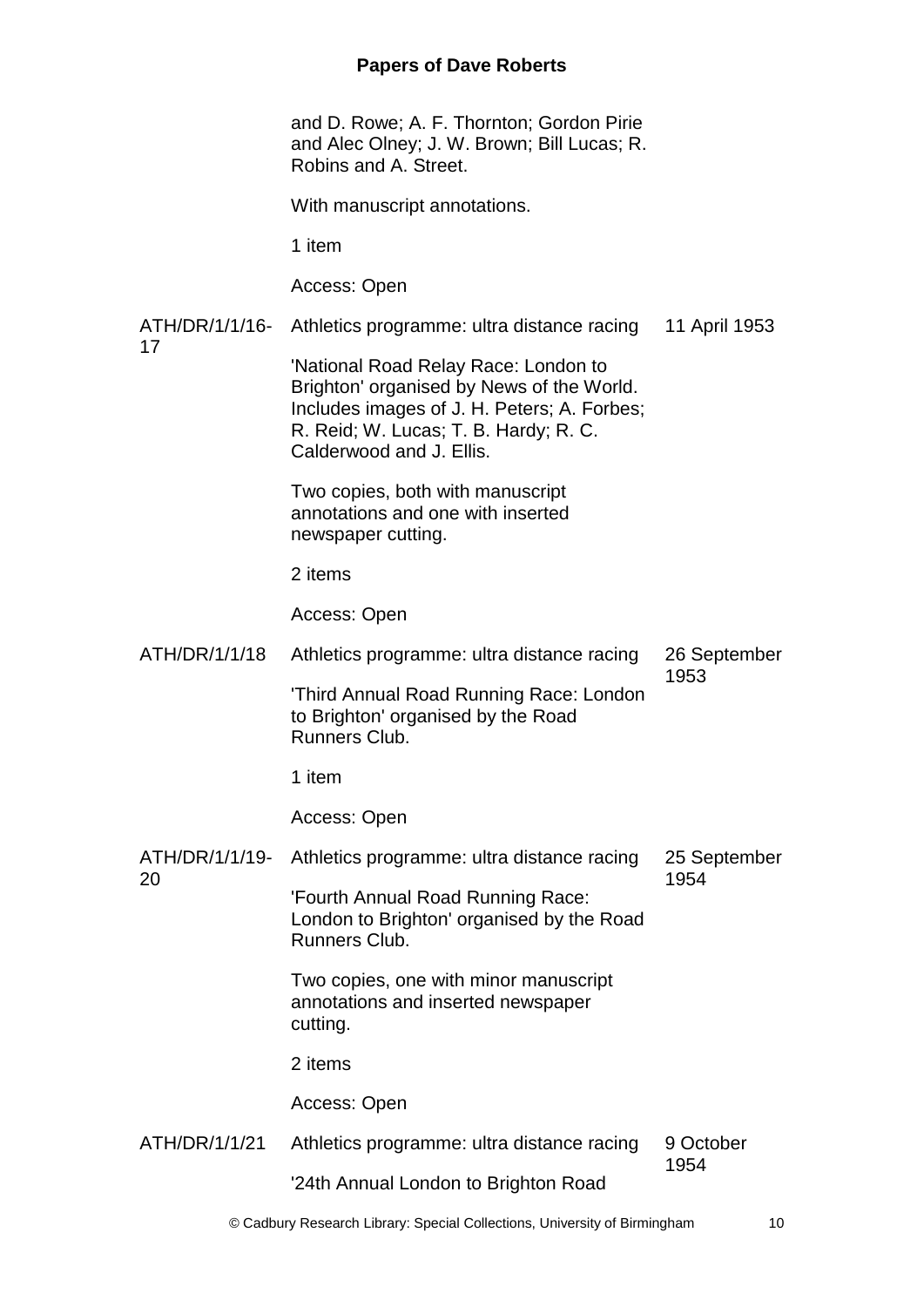and D. Rowe; A. F. Thornton; Gordon Pirie and Alec Olney; J. W. Brown; Bill Lucas; R. Robins and A. Street.

With manuscript annotations.

1 item

Access: Open

| | | |
|---|---|---|
| ATH/DR/1/1/16-17 | Athletics programme: ultra distance racing<br><br>'National Road Relay Race: London to Brighton' organised by News of the World. Includes images of J. H. Peters; A. Forbes; R. Reid; W. Lucas; T. B. Hardy; R. C. Calderwood and J. Ellis.<br><br>Two copies, both with manuscript annotations and one with inserted newspaper cutting.<br><br>2 items<br><br>Access: Open | 11 April 1953 |
| ATH/DR/1/1/18 | Athletics programme: ultra distance racing<br><br>'Third Annual Road Running Race: London to Brighton' organised by the Road Runners Club.<br><br>1 item<br><br>Access: Open | 26 September 1953 |
| ATH/DR/1/1/19-20 | Athletics programme: ultra distance racing<br><br>'Fourth Annual Road Running Race: London to Brighton' organised by the Road Runners Club.<br><br>Two copies, one with minor manuscript annotations and inserted newspaper cutting.<br><br>2 items<br><br>Access: Open | 25 September 1954 |
| ATH/DR/1/1/21 | Athletics programme: ultra distance racing<br><br>'24th Annual London to Brighton Road | 9 October 1954 |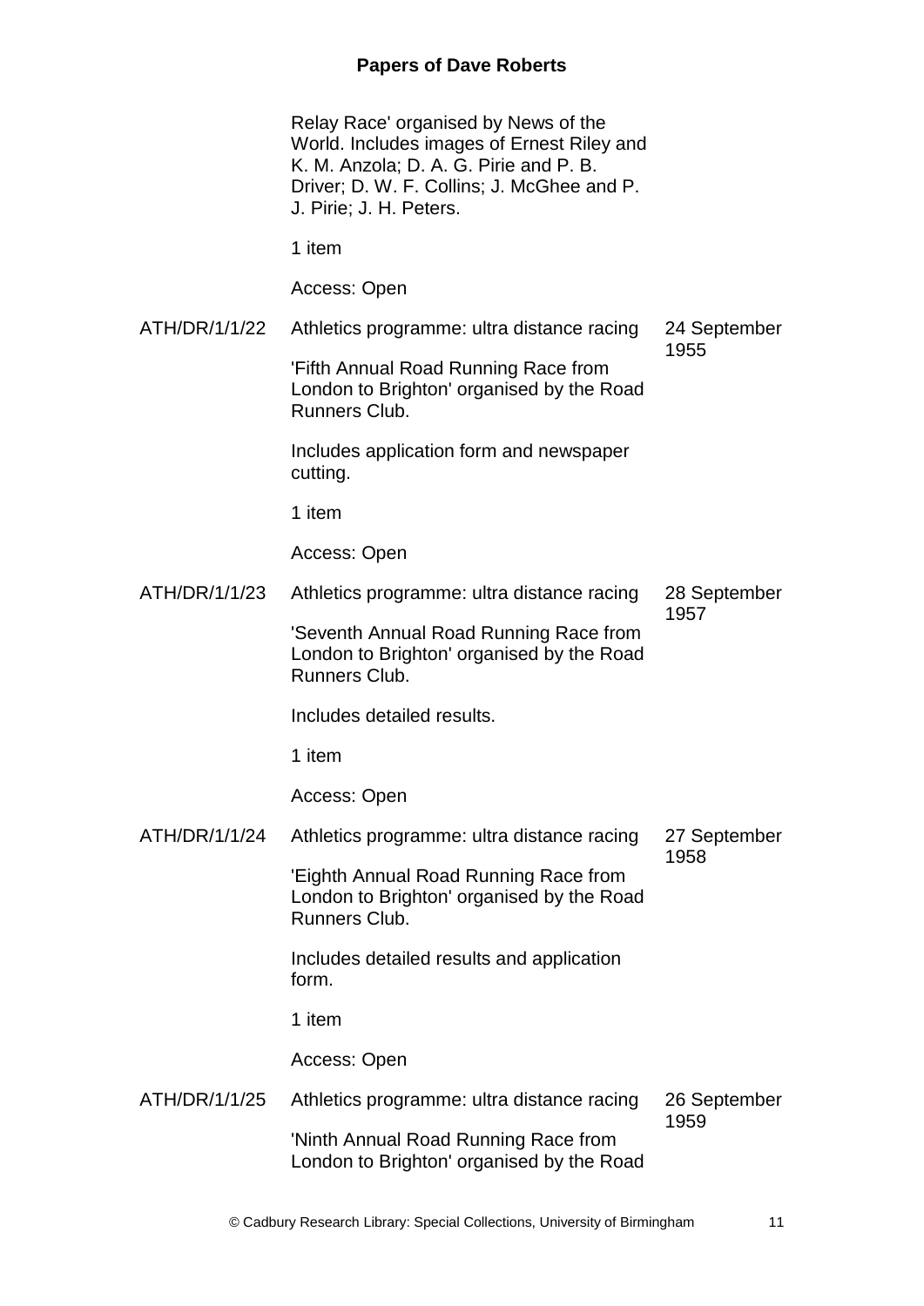| | | |
|---|---|---|
| | Relay Race' organised by News of the World. Includes images of Ernest Riley and K. M. Anzola; D. A. G. Pirie and P. B. Driver; D. W. F. Collins; J. McGhee and P. J. Pirie; J. H. Peters.<br><br>1 item<br><br>Access: Open | |
| ATH/DR/1/1/22 | Athletics programme: ultra distance racing<br><br>'Fifth Annual Road Running Race from London to Brighton' organised by the Road Runners Club.<br><br>Includes application form and newspaper cutting.<br><br>1 item<br><br>Access: Open | 24 September 1955 |
| ATH/DR/1/1/23 | Athletics programme: ultra distance racing<br><br>'Seventh Annual Road Running Race from London to Brighton' organised by the Road Runners Club.<br><br>Includes detailed results.<br><br>1 item<br><br>Access: Open | 28 September 1957 |
| ATH/DR/1/1/24 | Athletics programme: ultra distance racing<br><br>'Eighth Annual Road Running Race from London to Brighton' organised by the Road Runners Club.<br><br>Includes detailed results and application form.<br><br>1 item<br><br>Access: Open | 27 September 1958 |
| ATH/DR/1/1/25 | Athletics programme: ultra distance racing<br><br>'Ninth Annual Road Running Race from London to Brighton' organised by the Road | 26 September 1959 |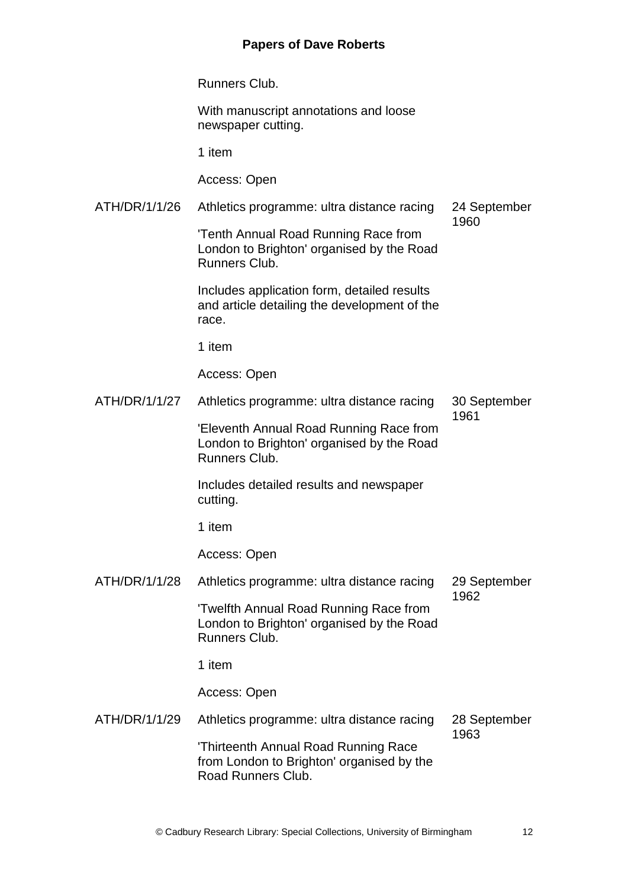| | | |
|---|---|---|
| | Runners Club.<br><br>With manuscript annotations and loose newspaper cutting.<br><br>1 item<br><br>Access: Open | |
| ATH/DR/1/1/26 | Athletics programme: ultra distance racing<br><br>'Tenth Annual Road Running Race from London to Brighton' organised by the Road Runners Club.<br><br>Includes application form, detailed results and article detailing the development of the race.<br><br>1 item<br><br>Access: Open | 24 September 1960 |
| ATH/DR/1/1/27 | Athletics programme: ultra distance racing<br><br>'Eleventh Annual Road Running Race from London to Brighton' organised by the Road Runners Club.<br><br>Includes detailed results and newspaper cutting.<br><br>1 item<br><br>Access: Open | 30 September 1961 |
| ATH/DR/1/1/28 | Athletics programme: ultra distance racing<br><br>'Twelfth Annual Road Running Race from London to Brighton' organised by the Road Runners Club.<br><br>1 item<br><br>Access: Open | 29 September 1962 |
| ATH/DR/1/1/29 | Athletics programme: ultra distance racing<br><br>'Thirteenth Annual Road Running Race from London to Brighton' organised by the Road Runners Club. | 28 September 1963 |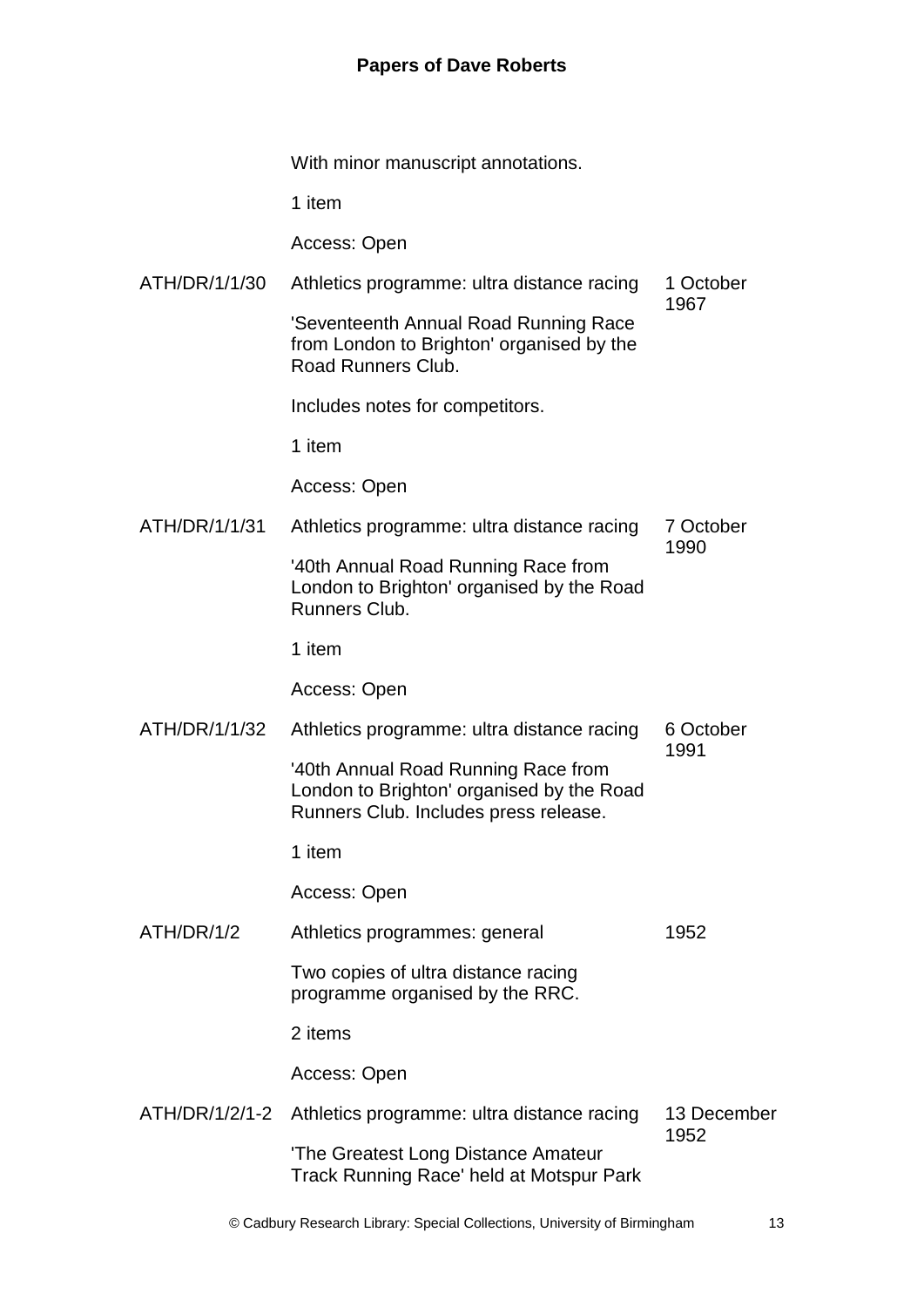| | | |
|---|---|---|
| | With minor manuscript annotations. | |
| | 1 item | |
| | Access: Open | |
| ATH/DR/1/1/30 | Athletics programme: ultra distance racing | 1 October 1967 |
| | 'Seventeenth Annual Road Running Race from London to Brighton' organised by the Road Runners Club. | |
| | Includes notes for competitors. | |
| | 1 item | |
| | Access: Open | |
| ATH/DR/1/1/31 | Athletics programme: ultra distance racing | 7 October 1990 |
| | '40th Annual Road Running Race from London to Brighton' organised by the Road Runners Club. | |
| | 1 item | |
| | Access: Open | |
| ATH/DR/1/1/32 | Athletics programme: ultra distance racing | 6 October 1991 |
| | '40th Annual Road Running Race from London to Brighton' organised by the Road Runners Club. Includes press release. | |
| | 1 item | |
| | Access: Open | |
| ATH/DR/1/2 | Athletics programmes: general | 1952 |
| | Two copies of ultra distance racing programme organised by the RRC. | |
| | 2 items | |
| | Access: Open | |
| ATH/DR/1/2/1-2 | Athletics programme: ultra distance racing | 13 December 1952 |
| | 'The Greatest Long Distance Amateur Track Running Race' held at Motspur Park | |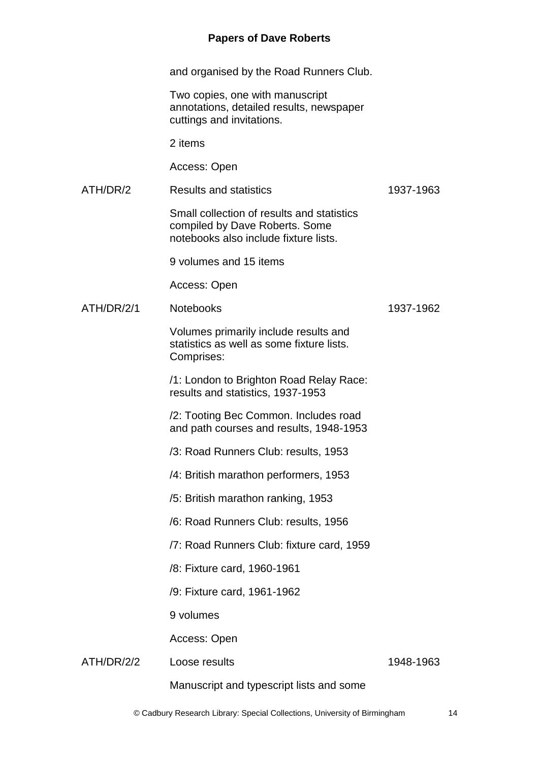| | | |
|---|---|---|
| | and organised by the Road Runners Club. | |
| | Two copies, one with manuscript annotations, detailed results, newspaper cuttings and invitations. | |
| | 2 items | |
| | Access: Open | |
| ATH/DR/2 | Results and statistics | 1937-1963 |
| | Small collection of results and statistics compiled by Dave Roberts. Some notebooks also include fixture lists. | |
| | 9 volumes and 15 items | |
| | Access: Open | |
| ATH/DR/2/1 | Notebooks | 1937-1962 |
| | Volumes primarily include results and statistics as well as some fixture lists. Comprises: | |
| | /1: London to Brighton Road Relay Race: results and statistics, 1937-1953 | |
| | /2: Tooting Bec Common. Includes road and path courses and results, 1948-1953 | |
| | /3: Road Runners Club: results, 1953 | |
| | /4: British marathon performers, 1953 | |
| | /5: British marathon ranking, 1953 | |
| | /6: Road Runners Club: results, 1956 | |
| | /7: Road Runners Club: fixture card, 1959 | |
| | /8: Fixture card, 1960-1961 | |
| | /9: Fixture card, 1961-1962 | |
| | 9 volumes | |
| | Access: Open | |
| ATH/DR/2/2 | Loose results | 1948-1963 |
| | Manuscript and typescript lists and some | |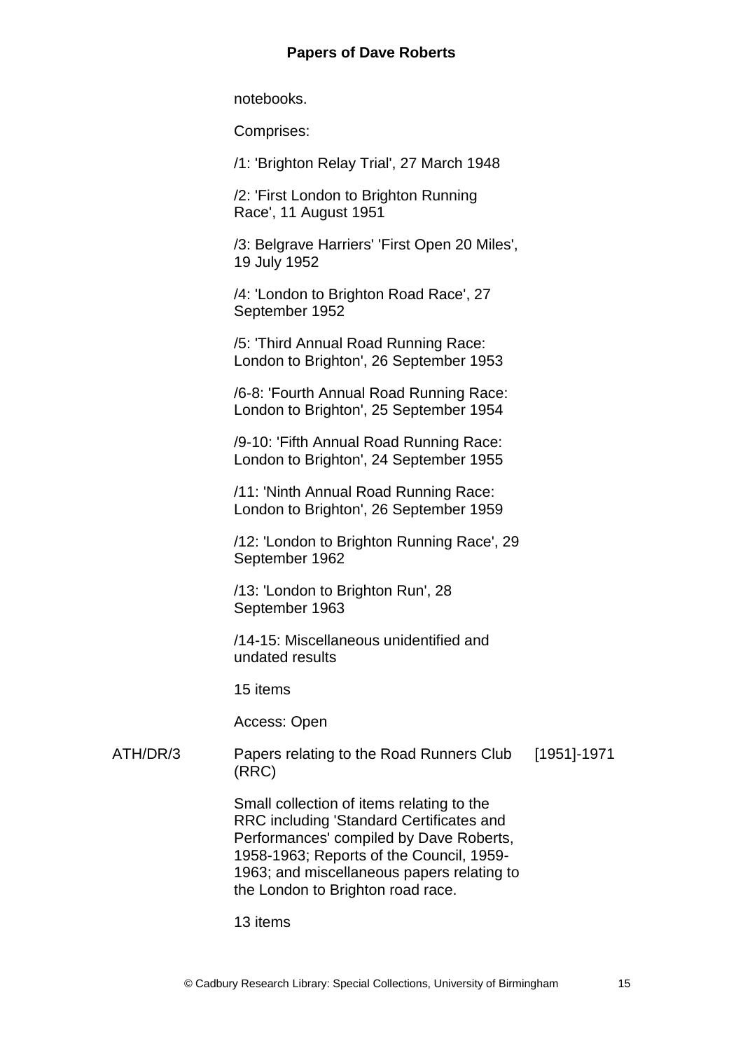notebooks.

Comprises:

/1: 'Brighton Relay Trial', 27 March 1948

/2: 'First London to Brighton Running Race', 11 August 1951

/3: Belgrave Harriers' 'First Open 20 Miles', 19 July 1952

/4: 'London to Brighton Road Race', 27 September 1952

/5: 'Third Annual Road Running Race: London to Brighton', 26 September 1953

/6-8: 'Fourth Annual Road Running Race: London to Brighton', 25 September 1954

/9-10: 'Fifth Annual Road Running Race: London to Brighton', 24 September 1955

/11: 'Ninth Annual Road Running Race: London to Brighton', 26 September 1959

/12: 'London to Brighton Running Race', 29 September 1962

/13: 'London to Brighton Run', 28 September 1963

/14-15: Miscellaneous unidentified and undated results

15 items

Access: Open

| | | |
|---|---|---|
| ATH/DR/3 | Papers relating to the Road Runners Club (RRC) | [1951]-1971 |

Small collection of items relating to the RRC including 'Standard Certificates and Performances' compiled by Dave Roberts, 1958-1963; Reports of the Council, 1959-1963; and miscellaneous papers relating to the London to Brighton road race.

13 items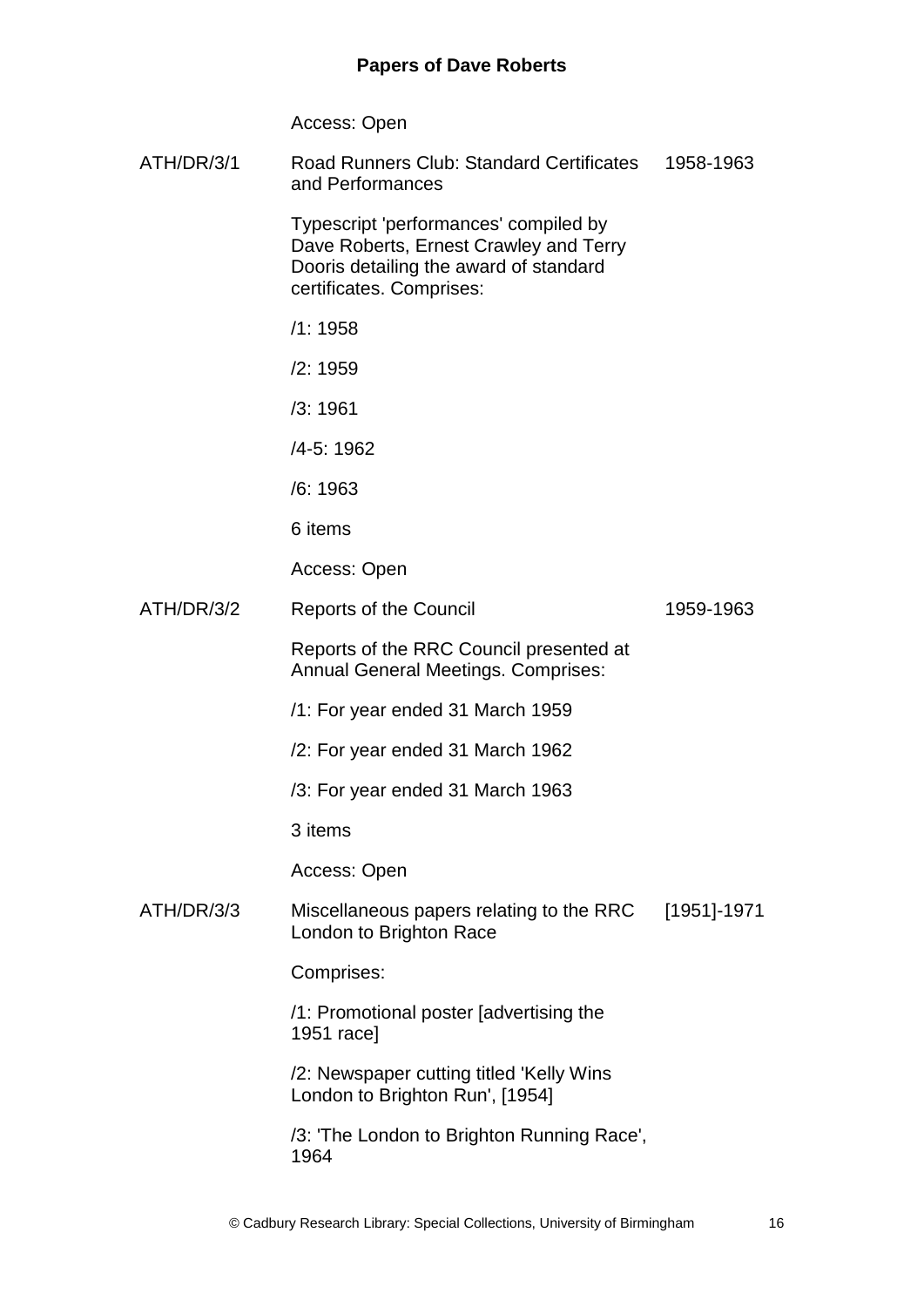Access: Open

| | | |
|---|---|---|
| ATH/DR/3/1 | Road Runners Club: Standard Certificates and Performances | 1958-1963 |
| | Typescript 'performances' compiled by Dave Roberts, Ernest Crawley and Terry Dooris detailing the award of standard certificates. Comprises: | |
| | /1: 1958 | |
| | /2: 1959 | |
| | /3: 1961 | |
| | /4-5: 1962 | |
| | /6: 1963 | |
| | 6 items | |
| | Access: Open | |
| ATH/DR/3/2 | Reports of the Council | 1959-1963 |
| | Reports of the RRC Council presented at Annual General Meetings. Comprises: | |
| | /1: For year ended 31 March 1959 | |
| | /2: For year ended 31 March 1962 | |
| | /3: For year ended 31 March 1963 | |
| | 3 items | |
| | Access: Open | |
| ATH/DR/3/3 | Miscellaneous papers relating to the RRC London to Brighton Race | [1951]-1971 |
| | Comprises: | |
| | /1: Promotional poster [advertising the 1951 race] | |
| | /2: Newspaper cutting titled 'Kelly Wins London to Brighton Run', [1954] | |
| | /3: 'The London to Brighton Running Race', 1964 | |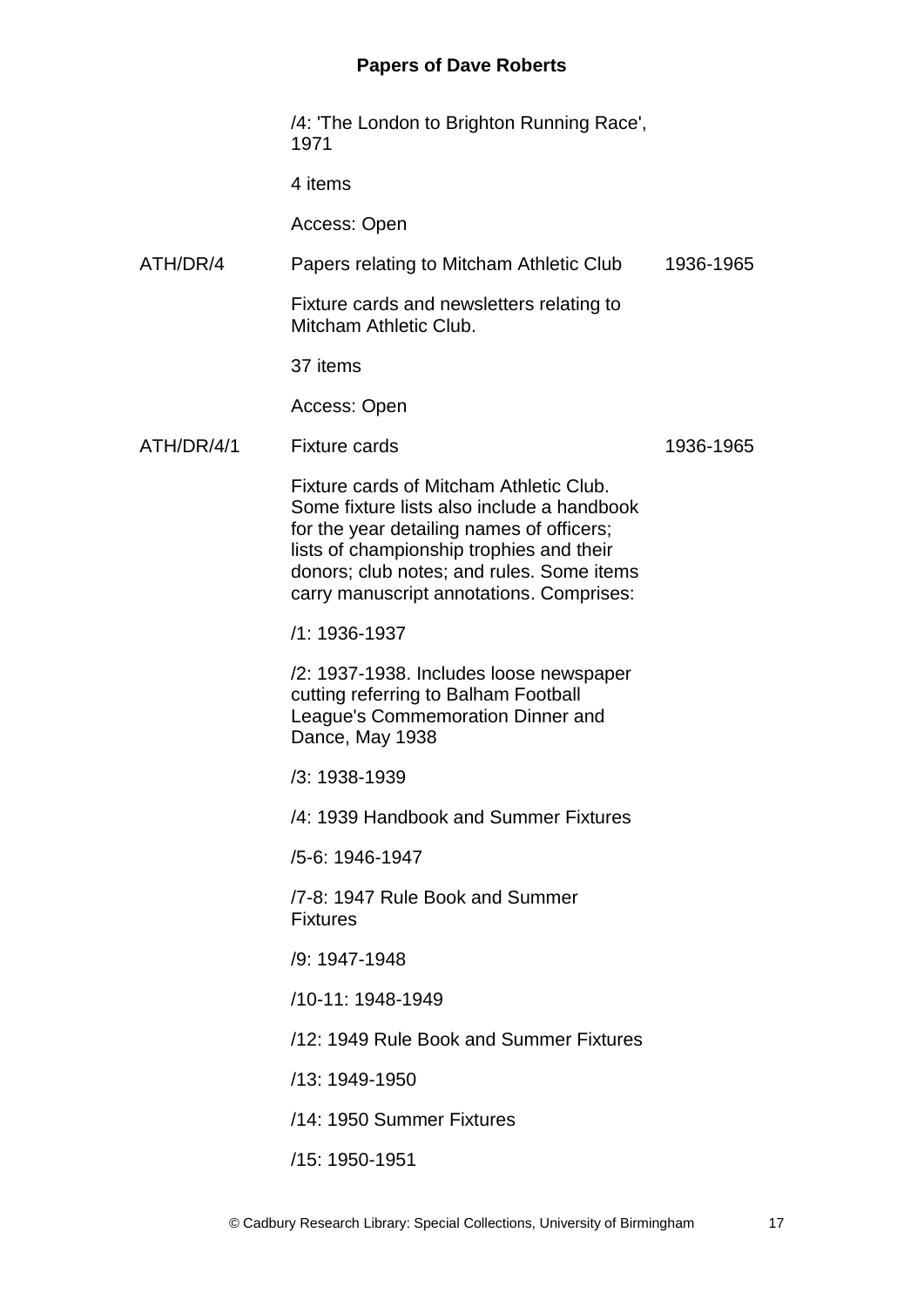/4: 'The London to Brighton Running Race', 1971

4 items

Access: Open

| | | |
|---|---|---|
| ATH/DR/4 | Papers relating to Mitcham Athletic Club | 1936-1965 |
| | Fixture cards and newsletters relating to Mitcham Athletic Club. | |
| | 37 items | |
| | Access: Open | |
| ATH/DR/4/1 | Fixture cards | 1936-1965 |
| | Fixture cards of Mitcham Athletic Club. Some fixture lists also include a handbook for the year detailing names of officers; lists of championship trophies and their donors; club notes; and rules. Some items carry manuscript annotations. Comprises: | |

/1: 1936-1937

/2: 1937-1938. Includes loose newspaper cutting referring to Balham Football League's Commemoration Dinner and Dance, May 1938

/3: 1938-1939

/4: 1939 Handbook and Summer Fixtures

/5-6: 1946-1947

/7-8: 1947 Rule Book and Summer Fixtures

/9: 1947-1948

/10-11: 1948-1949

/12: 1949 Rule Book and Summer Fixtures

/13: 1949-1950

/14: 1950 Summer Fixtures

/15: 1950-1951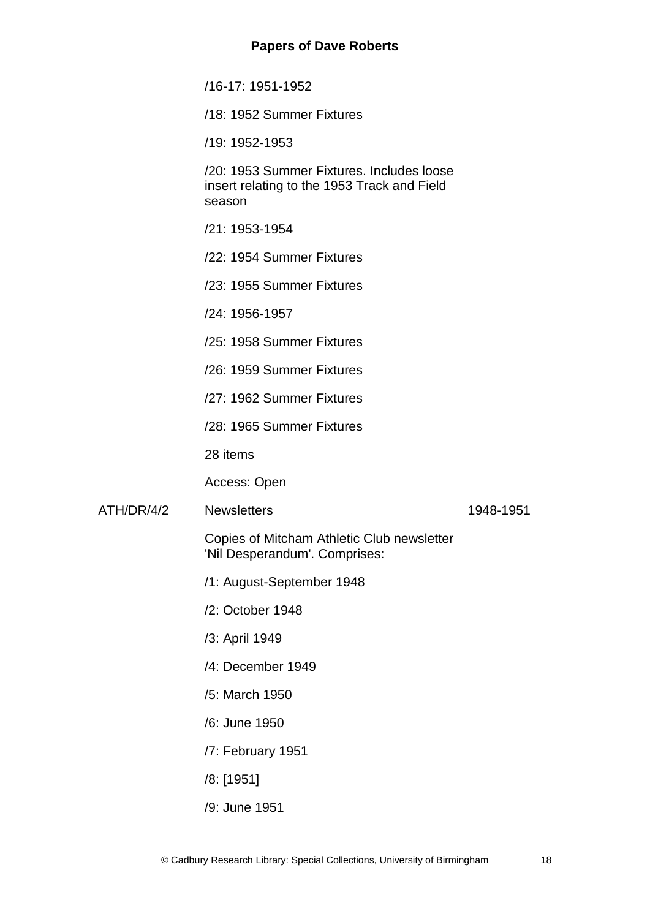/16-17: 1951-1952

/18: 1952 Summer Fixtures

/19: 1952-1953

/20: 1953 Summer Fixtures. Includes loose insert relating to the 1953 Track and Field season

/21: 1953-1954

/22: 1954 Summer Fixtures

/23: 1955 Summer Fixtures

/24: 1956-1957

/25: 1958 Summer Fixtures

/26: 1959 Summer Fixtures

/27: 1962 Summer Fixtures

/28: 1965 Summer Fixtures

28 items

Access: Open

| | | |
|---|---|---|
| ATH/DR/4/2 | Newsletters | 1948-1951 |

Copies of Mitcham Athletic Club newsletter 'Nil Desperandum'. Comprises:

/1: August-September 1948

/2: October 1948

/3: April 1949

/4: December 1949

/5: March 1950

/6: June 1950

/7: February 1951

/8: [1951]

/9: June 1951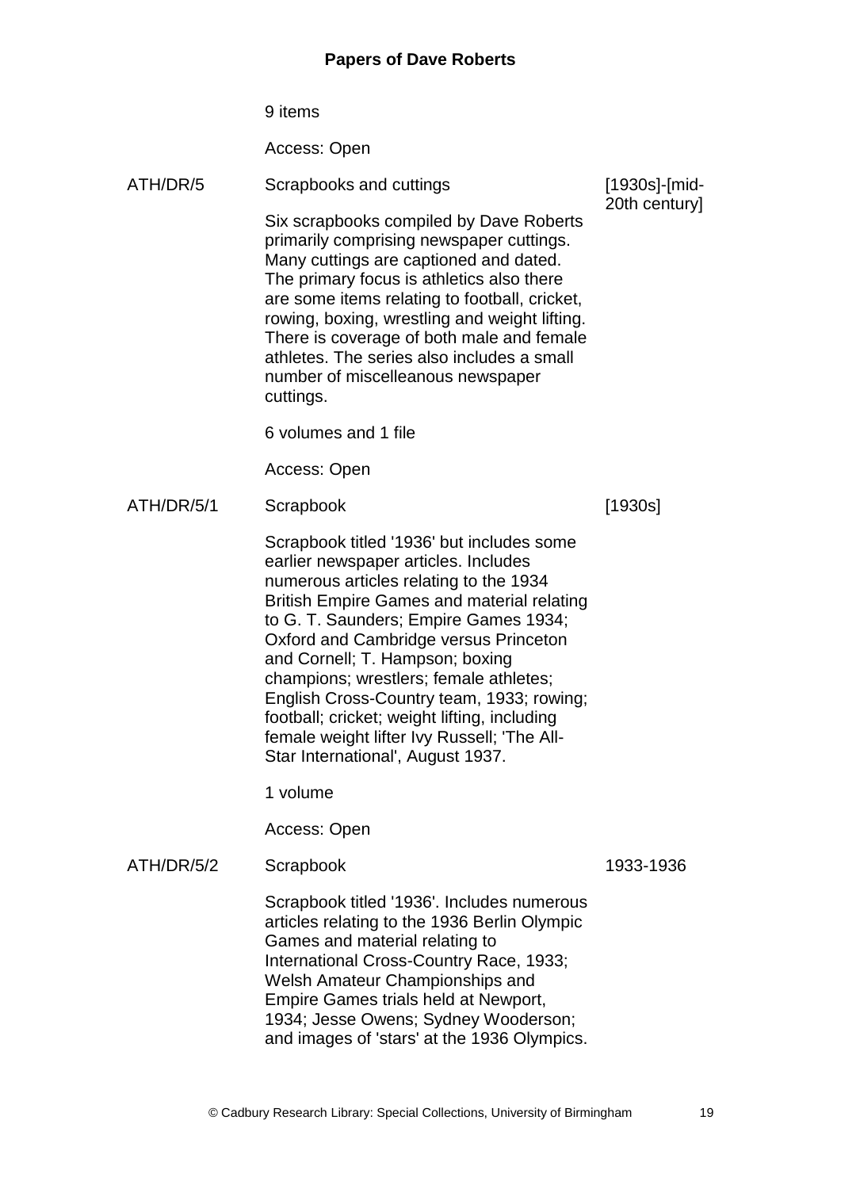9 items

Access: Open

| | | |
|---|---|---|
| ATH/DR/5 | Scrapbooks and cuttings | [1930s]-[mid-20th century] |

Six scrapbooks compiled by Dave Roberts primarily comprising newspaper cuttings. Many cuttings are captioned and dated. The primary focus is athletics also there are some items relating to football, cricket, rowing, boxing, wrestling and weight lifting. There is coverage of both male and female athletes. The series also includes a small number of miscelleanous newspaper cuttings.

6 volumes and 1 file

Access: Open

| | | |
|---|---|---|
| ATH/DR/5/1 | Scrapbook | [1930s] |

Scrapbook titled '1936' but includes some earlier newspaper articles. Includes numerous articles relating to the 1934 British Empire Games and material relating to G. T. Saunders; Empire Games 1934; Oxford and Cambridge versus Princeton and Cornell; T. Hampson; boxing champions; wrestlers; female athletes; English Cross-Country team, 1933; rowing; football; cricket; weight lifting, including female weight lifter Ivy Russell; 'The All-Star International', August 1937.

1 volume

Access: Open

| | | |
|---|---|---|
| ATH/DR/5/2 | Scrapbook | 1933-1936 |

Scrapbook titled '1936'. Includes numerous articles relating to the 1936 Berlin Olympic Games and material relating to International Cross-Country Race, 1933; Welsh Amateur Championships and Empire Games trials held at Newport, 1934; Jesse Owens; Sydney Wooderson; and images of 'stars' at the 1936 Olympics.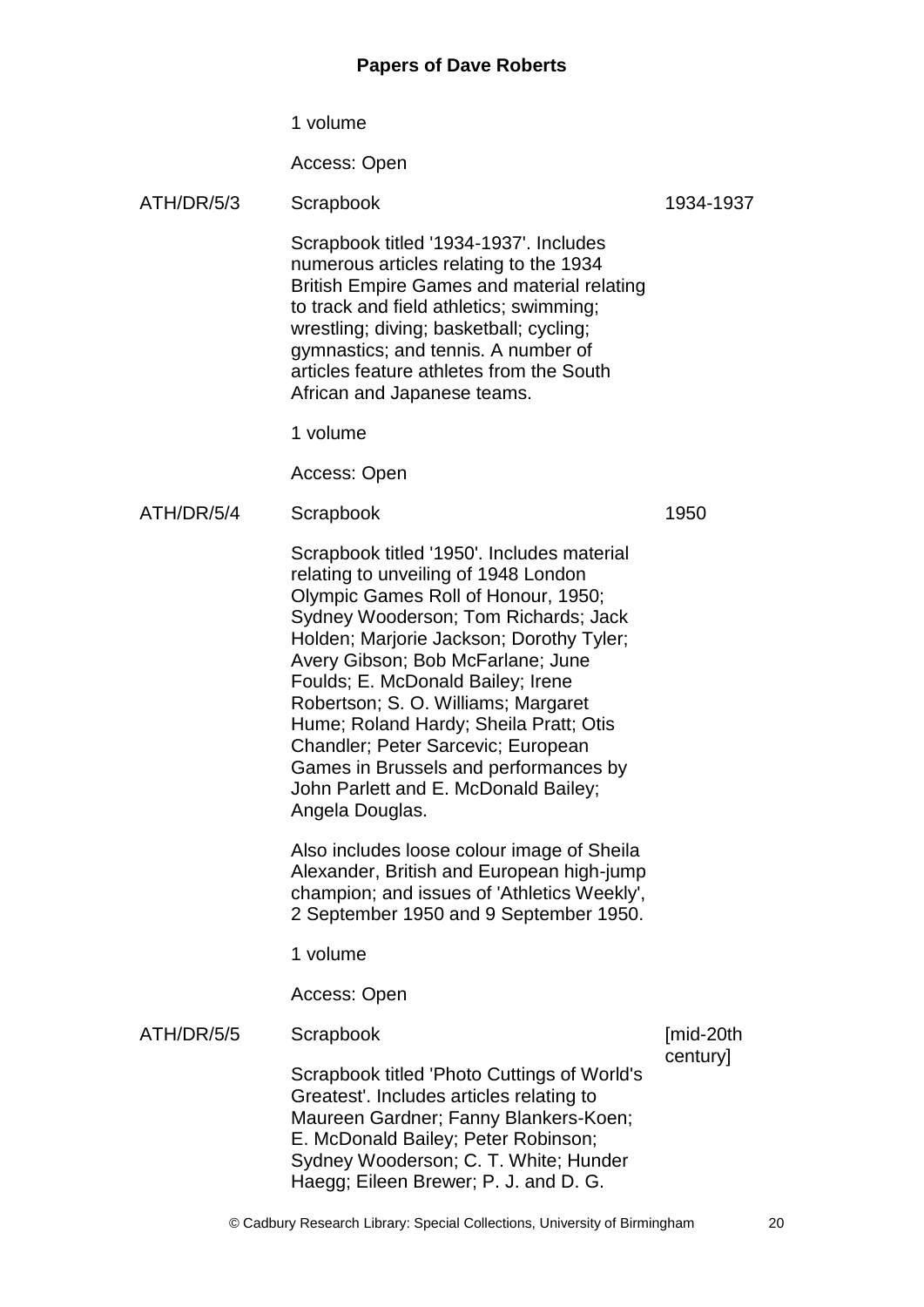1 volume

Access: Open

ATH/DR/5/3 **Scrapbook** 1934-1937

Scrapbook titled '1934-1937'. Includes numerous articles relating to the 1934 British Empire Games and material relating to track and field athletics; swimming; wrestling; diving; basketball; cycling; gymnastics; and tennis. A number of articles feature athletes from the South African and Japanese teams.

1 volume

Access: Open

ATH/DR/5/4 **Scrapbook** 1950

Scrapbook titled '1950'. Includes material relating to unveiling of 1948 London Olympic Games Roll of Honour, 1950; Sydney Wooderson; Tom Richards; Jack Holden; Marjorie Jackson; Dorothy Tyler; Avery Gibson; Bob McFarlane; June Foulds; E. McDonald Bailey; Irene Robertson; S. O. Williams; Margaret Hume; Roland Hardy; Sheila Pratt; Otis Chandler; Peter Sarcevic; European Games in Brussels and performances by John Parlett and E. McDonald Bailey; Angela Douglas.

Also includes loose colour image of Sheila Alexander, British and European high-jump champion; and issues of 'Athletics Weekly', 2 September 1950 and 9 September 1950.

1 volume

Access: Open

ATH/DR/5/5 **Scrapbook** [mid-20th century]

Scrapbook titled 'Photo Cuttings of World's Greatest'. Includes articles relating to Maureen Gardner; Fanny Blankers-Koen; E. McDonald Bailey; Peter Robinson; Sydney Wooderson; C. T. White; Hunder Haegg; Eileen Brewer; P. J. and D. G.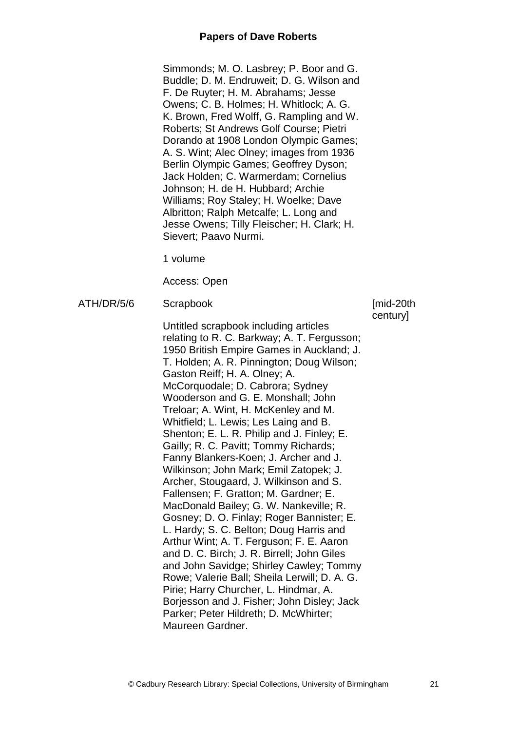Simmonds; M. O. Lasbrey; P. Boor and G. Buddle; D. M. Endruweit; D. G. Wilson and F. De Ruyter; H. M. Abrahams; Jesse Owens; C. B. Holmes; H. Whitlock; A. G. K. Brown, Fred Wolff, G. Rampling and W. Roberts; St Andrews Golf Course; Pietri Dorando at 1908 London Olympic Games; A. S. Wint; Alec Olney; images from 1936 Berlin Olympic Games; Geoffrey Dyson; Jack Holden; C. Warmerdam; Cornelius Johnson; H. de H. Hubbard; Archie Williams; Roy Staley; H. Woelke; Dave Albritton; Ralph Metcalfe; L. Long and Jesse Owens; Tilly Fleischer; H. Clark; H. Sievert; Paavo Nurmi.

1 volume

Access: Open

ATH/DR/5/6 Scrapbook [mid-20th century]

Untitled scrapbook including articles relating to R. C. Barkway; A. T. Fergusson; 1950 British Empire Games in Auckland; J. T. Holden; A. R. Pinnington; Doug Wilson; Gaston Reiff; H. A. Olney; A. McCorquodale; D. Cabrora; Sydney Wooderson and G. E. Monshall; John Treloar; A. Wint, H. McKenley and M. Whitfield; L. Lewis; Les Laing and B. Shenton; E. L. R. Philip and J. Finley; E. Gailly; R. C. Pavitt; Tommy Richards; Fanny Blankers-Koen; J. Archer and J. Wilkinson; John Mark; Emil Zatopek; J. Archer, Stougaard, J. Wilkinson and S. Fallensen; F. Gratton; M. Gardner; E. MacDonald Bailey; G. W. Nankeville; R. Gosney; D. O. Finlay; Roger Bannister; E. L. Hardy; S. C. Belton; Doug Harris and Arthur Wint; A. T. Ferguson; F. E. Aaron and D. C. Birch; J. R. Birrell; John Giles and John Savidge; Shirley Cawley; Tommy Rowe; Valerie Ball; Sheila Lerwill; D. A. G. Pirie; Harry Churcher, L. Hindmar, A. Borjesson and J. Fisher; John Disley; Jack Parker; Peter Hildreth; D. McWhirter; Maureen Gardner.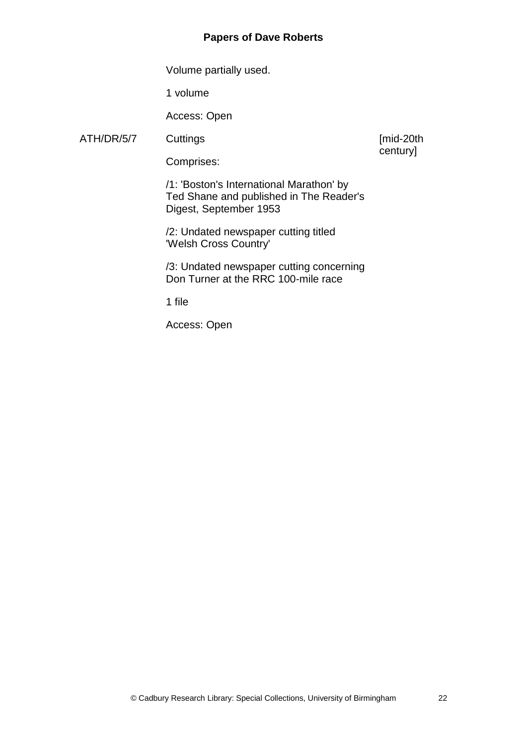Volume partially used.

1 volume

Access: Open

ATH/DR/5/7 Cuttings [mid-20th century]

Comprises:

/1: 'Boston's International Marathon' by Ted Shane and published in The Reader's Digest, September 1953

/2: Undated newspaper cutting titled 'Welsh Cross Country'

/3: Undated newspaper cutting concerning Don Turner at the RRC 100-mile race

1 file

Access: Open